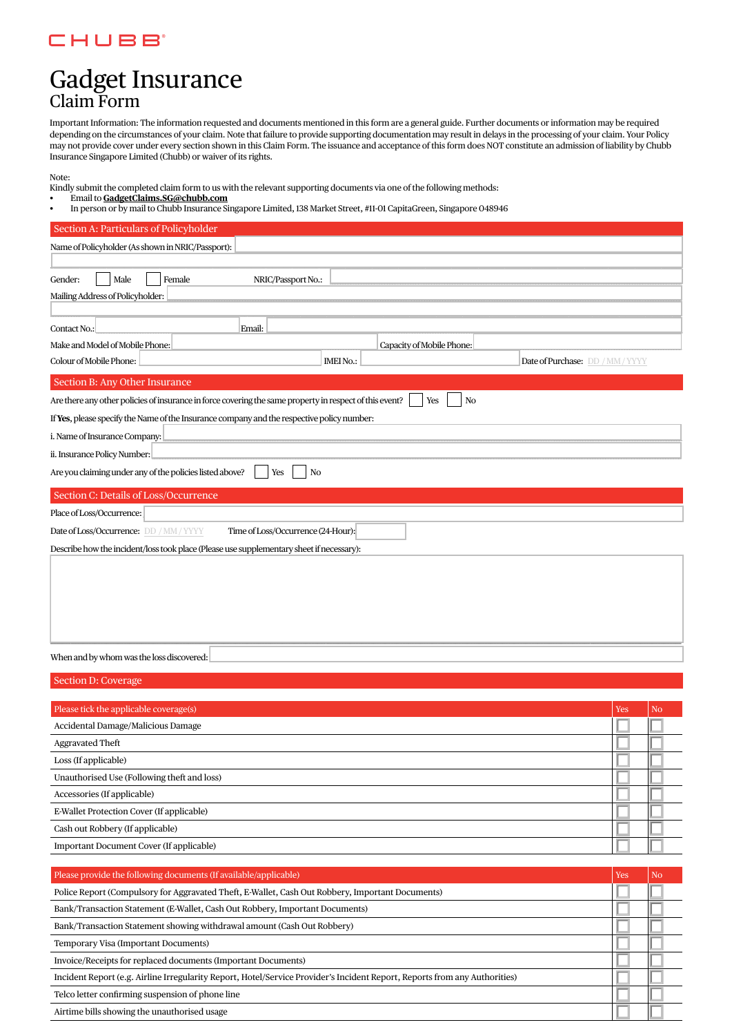CHUBB

# Gadget Insurance
## Claim Form

Important Information: The information requested and documents mentioned in this form are a general guide. Further documents or information may be required depending on the circumstances of your claim. Note that failure to provide supporting documentation may result in delays in the processing of your claim. Your Policy may not provide cover under every section shown in this Claim Form. The issuance and acceptance of this form does NOT constitute an admission of liability by Chubb Insurance Singapore Limited (Chubb) or waiver of its rights.

Note:
Kindly submit the completed claim form to us with the relevant supporting documents via one of the following methods:

- Email to **GadgetClaims.SG@chubb.com**
- In person or by mail to Chubb Insurance Singapore Limited, 138 Market Street, #11-01 CapitaGreen, Singapore 048946

## Section A: Particulars of Policyholder

Name of Policyholder (As shown in NRIC/Passport):

Gender: ☐ Male ☐ Female NRIC/Passport No.:

Mailing Address of Policyholder:

Contact No.: Email:

Make and Model of Mobile Phone: Capacity of Mobile Phone:

Colour of Mobile Phone: IMEI No.: Date of Purchase: DD / MM / YYYY

## Section B: Any Other Insurance

Are there any other policies of insurance in force covering the same property in respect of this event? ☐ Yes ☐ No

If **Yes**, please specify the Name of the Insurance company and the respective policy number:

i. Name of Insurance Company:

ii. Insurance Policy Number:

Are you claiming under any of the policies listed above? ☐ Yes ☐ No

## Section C: Details of Loss/Occurrence

Place of Loss/Occurrence:

Date of Loss/Occurrence: DD / MM / YYYY Time of Loss/Occurrence (24-Hour):

Describe how the incident/loss took place (Please use supplementary sheet if necessary):

When and by whom was the loss discovered:

## Section D: Coverage

| Please tick the applicable coverage(s) | Yes | No |
|---|---|---|
| Accidental Damage/Malicious Damage | ☐ | ☐ |
| Aggravated Theft | ☐ | ☐ |
| Loss (If applicable) | ☐ | ☐ |
| Unauthorised Use (Following theft and loss) | ☐ | ☐ |
| Accessories (If applicable) | ☐ | ☐ |
| E-Wallet Protection Cover (If applicable) | ☐ | ☐ |
| Cash out Robbery (If applicable) | ☐ | ☐ |
| Important Document Cover (If applicable) | ☐ | ☐ |

| Please provide the following documents (If available/applicable) | Yes | No |
|---|---|---|
| Police Report (Compulsory for Aggravated Theft, E-Wallet, Cash Out Robbery, Important Documents) | ☐ | ☐ |
| Bank/Transaction Statement (E-Wallet, Cash Out Robbery, Important Documents) | ☐ | ☐ |
| Bank/Transaction Statement showing withdrawal amount (Cash Out Robbery) | ☐ | ☐ |
| Temporary Visa (Important Documents) | ☐ | ☐ |
| Invoice/Receipts for replaced documents (Important Documents) | ☐ | ☐ |
| Incident Report (e.g. Airline Irregularity Report, Hotel/Service Provider's Incident Report, Reports from any Authorities) | ☐ | ☐ |
| Telco letter confirming suspension of phone line | ☐ | ☐ |
| Airtime bills showing the unauthorised usage | ☐ | ☐ |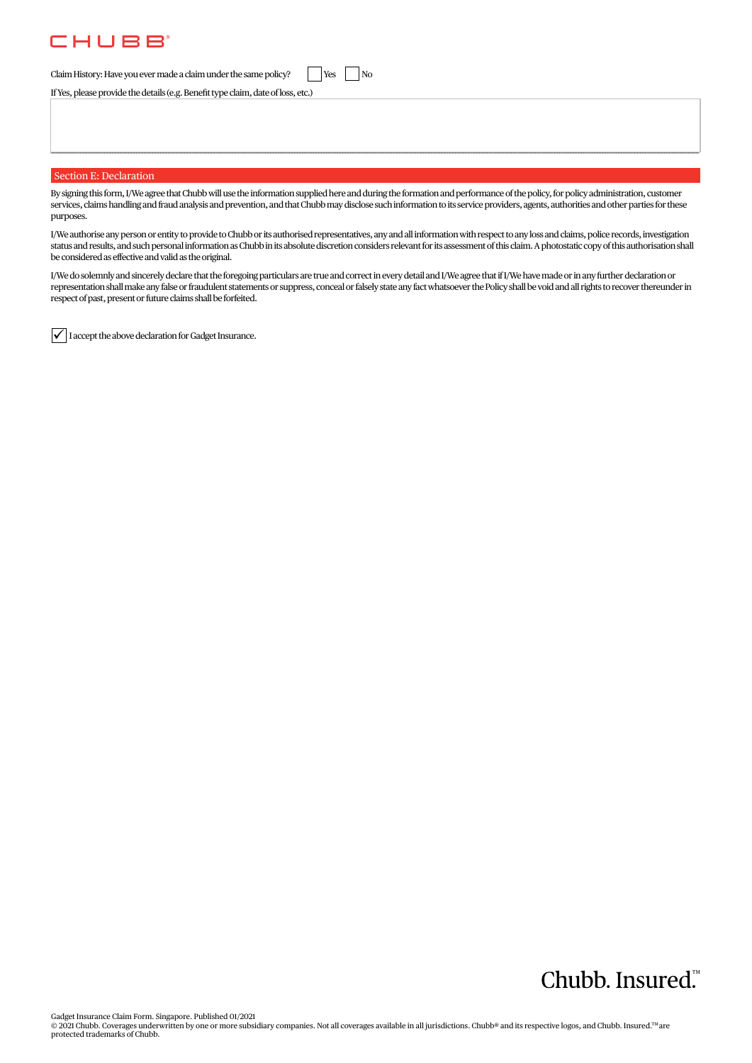Claim History: Have you ever made a claim under the same policy? ☐ Yes ☐ No

If Yes, please provide the details (e.g. Benefit type claim, date of loss, etc.)

## Section E: Declaration

By signing this form, I/We agree that Chubb will use the information supplied here and during the formation and performance of the policy, for policy administration, customer services, claims handling and fraud analysis and prevention, and that Chubb may disclose such information to its service providers, agents, authorities and other parties for these purposes.

I/We authorise any person or entity to provide to Chubb or its authorised representatives, any and all information with respect to any loss and claims, police records, investigation status and results, and such personal information as Chubb in its absolute discretion considers relevant for its assessment of this claim. A photostatic copy of this authorisation shall be considered as effective and valid as the original.

I/We do solemnly and sincerely declare that the foregoing particulars are true and correct in every detail and I/We agree that if I/We have made or in any further declaration or representation shall make any false or fraudulent statements or suppress, conceal or falsely state any fact whatsoever the Policy shall be void and all rights to recover thereunder in respect of past, present or future claims shall be forfeited.

☑ I accept the above declaration for Gadget Insurance.

Chubb. Insured.™

Gadget Insurance Claim Form. Singapore. Published 01/2021
© 2021 Chubb. Coverages underwritten by one or more subsidiary companies. Not all coverages available in all jurisdictions. Chubb® and its respective logos, and Chubb. Insured.™ are protected trademarks of Chubb.